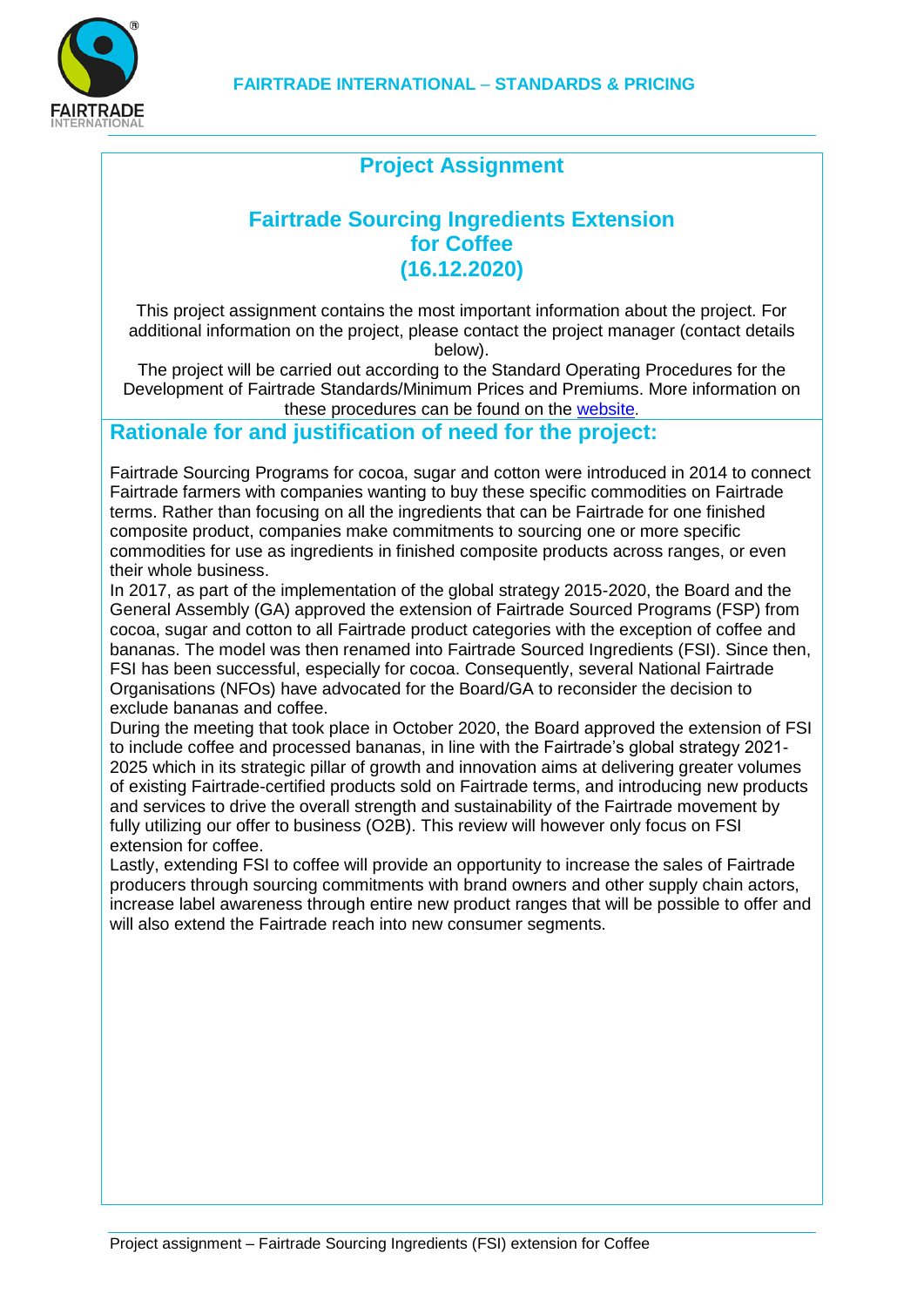# Project Assignment

## Fairtrade Sourcing Ingredients Extension for Coffee (16.12.2020)

This project assignment contains the most important information about the project. For additional information on the project, please contact the project manager (contact details below).

The project will be carried out according to the Standard Operating Procedures for the Development of Fairtrade Standards/Minimum Prices and Premiums. More information on these procedures can be found on the [website](website).

## Rationale for and justification of need for the project:

Fairtrade Sourcing Programs for cocoa, sugar and cotton were introduced in 2014 to connect Fairtrade farmers with companies wanting to buy these specific commodities on Fairtrade terms. Rather than focusing on all the ingredients that can be Fairtrade for one finished composite product, companies make commitments to sourcing one or more specific commodities for use as ingredients in finished composite products across ranges, or even their whole business.

In 2017, as part of the implementation of the global strategy 2015-2020, the Board and the General Assembly (GA) approved the extension of Fairtrade Sourced Programs (FSP) from cocoa, sugar and cotton to all Fairtrade product categories with the exception of coffee and bananas. The model was then renamed into Fairtrade Sourced Ingredients (FSI). Since then, FSI has been successful, especially for cocoa. Consequently, several National Fairtrade Organisations (NFOs) have advocated for the Board/GA to reconsider the decision to exclude bananas and coffee.

During the meeting that took place in October 2020, the Board approved the extension of FSI to include coffee and processed bananas, in line with the Fairtrade's global strategy 2021-2025 which in its strategic pillar of growth and innovation aims at delivering greater volumes of existing Fairtrade-certified products sold on Fairtrade terms, and introducing new products and services to drive the overall strength and sustainability of the Fairtrade movement by fully utilizing our offer to business (O2B). This review will however only focus on FSI extension for coffee.

Lastly, extending FSI to coffee will provide an opportunity to increase the sales of Fairtrade producers through sourcing commitments with brand owners and other supply chain actors, increase label awareness through entire new product ranges that will be possible to offer and will also extend the Fairtrade reach into new consumer segments.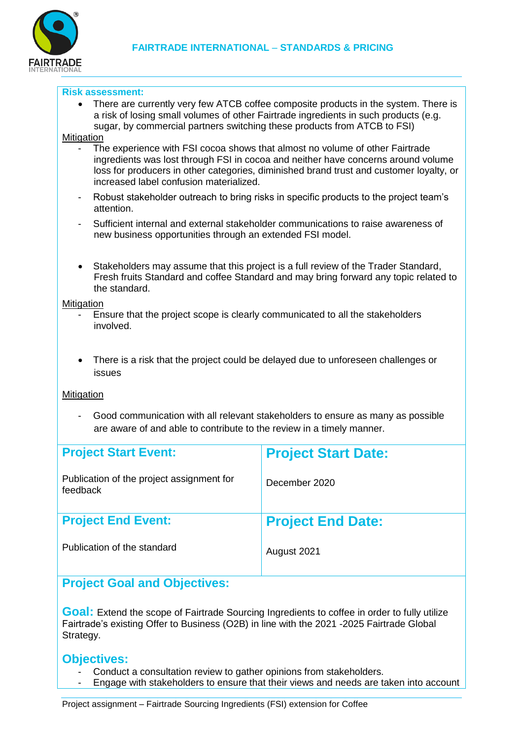**Risk assessment:**

- There are currently very few ATCB coffee composite products in the system. There is a risk of losing small volumes of other Fairtrade ingredients in such products (e.g. sugar, by commercial partners switching these products from ATCB to FSI)

Mitigation

- The experience with FSI cocoa shows that almost no volume of other Fairtrade ingredients was lost through FSI in cocoa and neither have concerns around volume loss for producers in other categories, diminished brand trust and customer loyalty, or increased label confusion materialized.
- Robust stakeholder outreach to bring risks in specific products to the project team's attention.
- Sufficient internal and external stakeholder communications to raise awareness of new business opportunities through an extended FSI model.

- Stakeholders may assume that this project is a full review of the Trader Standard, Fresh fruits Standard and coffee Standard and may bring forward any topic related to the standard.

Mitigation

- Ensure that the project scope is clearly communicated to all the stakeholders involved.

- There is a risk that the project could be delayed due to unforeseen challenges or issues

Mitigation

- Good communication with all relevant stakeholders to ensure as many as possible are aware of and able to contribute to the review in a timely manner.

| **Project Start Event:** | **Project Start Date:** |
|---|---|
| Publication of the project assignment for feedback | December 2020 |
| **Project End Event:** | **Project End Date:** |
| Publication of the standard | August 2021 |

## Project Goal and Objectives:

**Goal:** Extend the scope of Fairtrade Sourcing Ingredients to coffee in order to fully utilize Fairtrade's existing Offer to Business (O2B) in line with the 2021 -2025 Fairtrade Global Strategy.

### Objectives:

- Conduct a consultation review to gather opinions from stakeholders.
- Engage with stakeholders to ensure that their views and needs are taken into account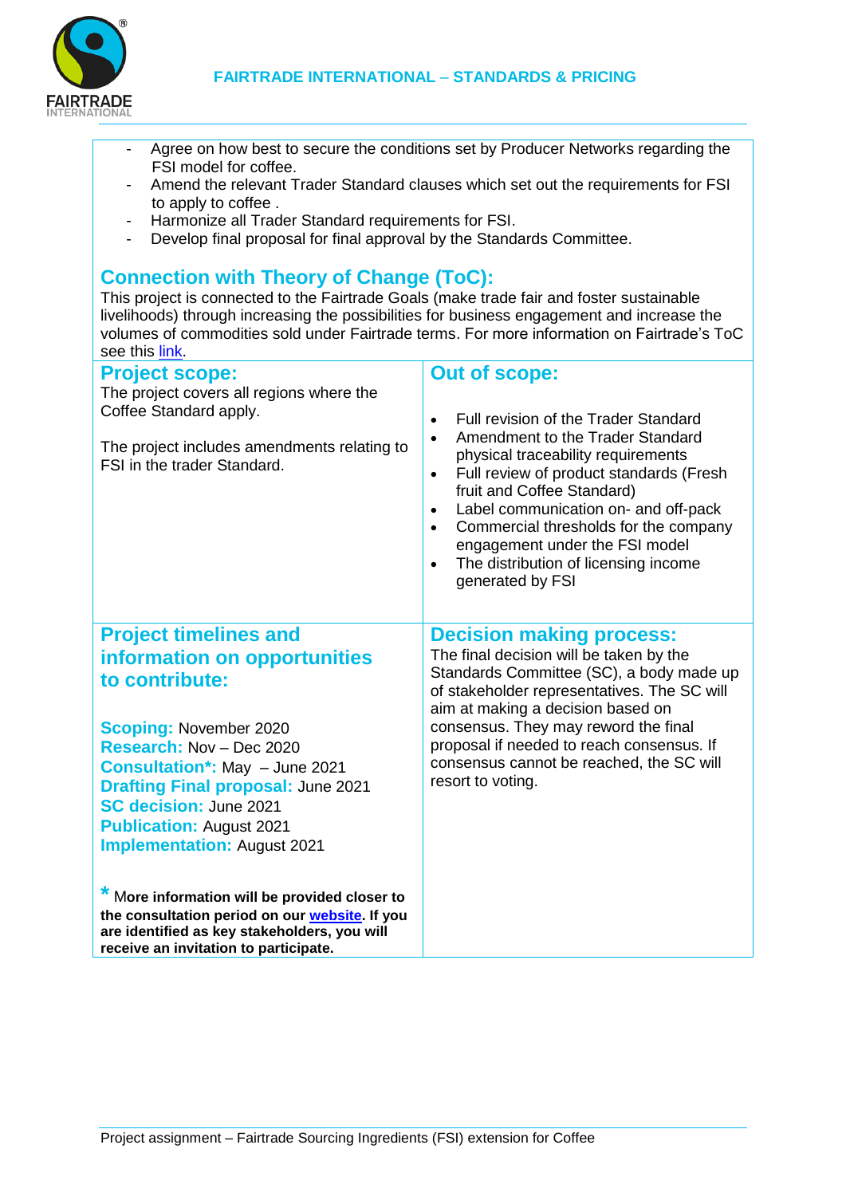- Agree on how best to secure the conditions set by Producer Networks regarding the FSI model for coffee.
- Amend the relevant Trader Standard clauses which set out the requirements for FSI to apply to coffee .
- Harmonize all Trader Standard requirements for FSI.
- Develop final proposal for final approval by the Standards Committee.

## Connection with Theory of Change (ToC):

This project is connected to the Fairtrade Goals (make trade fair and foster sustainable livelihoods) through increasing the possibilities for business engagement and increase the volumes of commodities sold under Fairtrade terms. For more information on Fairtrade's ToC see this link.

## Project scope:

The project covers all regions where the Coffee Standard apply.

The project includes amendments relating to FSI in the trader Standard.

## Out of scope:

- Full revision of the Trader Standard
- Amendment to the Trader Standard physical traceability requirements
- Full review of product standards (Fresh fruit and Coffee Standard)
- Label communication on- and off-pack
- Commercial thresholds for the company engagement under the FSI model
- The distribution of licensing income generated by FSI

## Project timelines and information on opportunities to contribute:

**Scoping:** November 2020
**Research:** Nov – Dec 2020
**Consultation*:** May – June 2021
**Drafting Final proposal:** June 2021
**SC decision:** June 2021
**Publication:** August 2021
**Implementation:** August 2021

**\* More information will be provided closer to the consultation period on our website. If you are identified as key stakeholders, you will receive an invitation to participate.**

## Decision making process:

The final decision will be taken by the Standards Committee (SC), a body made up of stakeholder representatives. The SC will aim at making a decision based on consensus. They may reword the final proposal if needed to reach consensus. If consensus cannot be reached, the SC will resort to voting.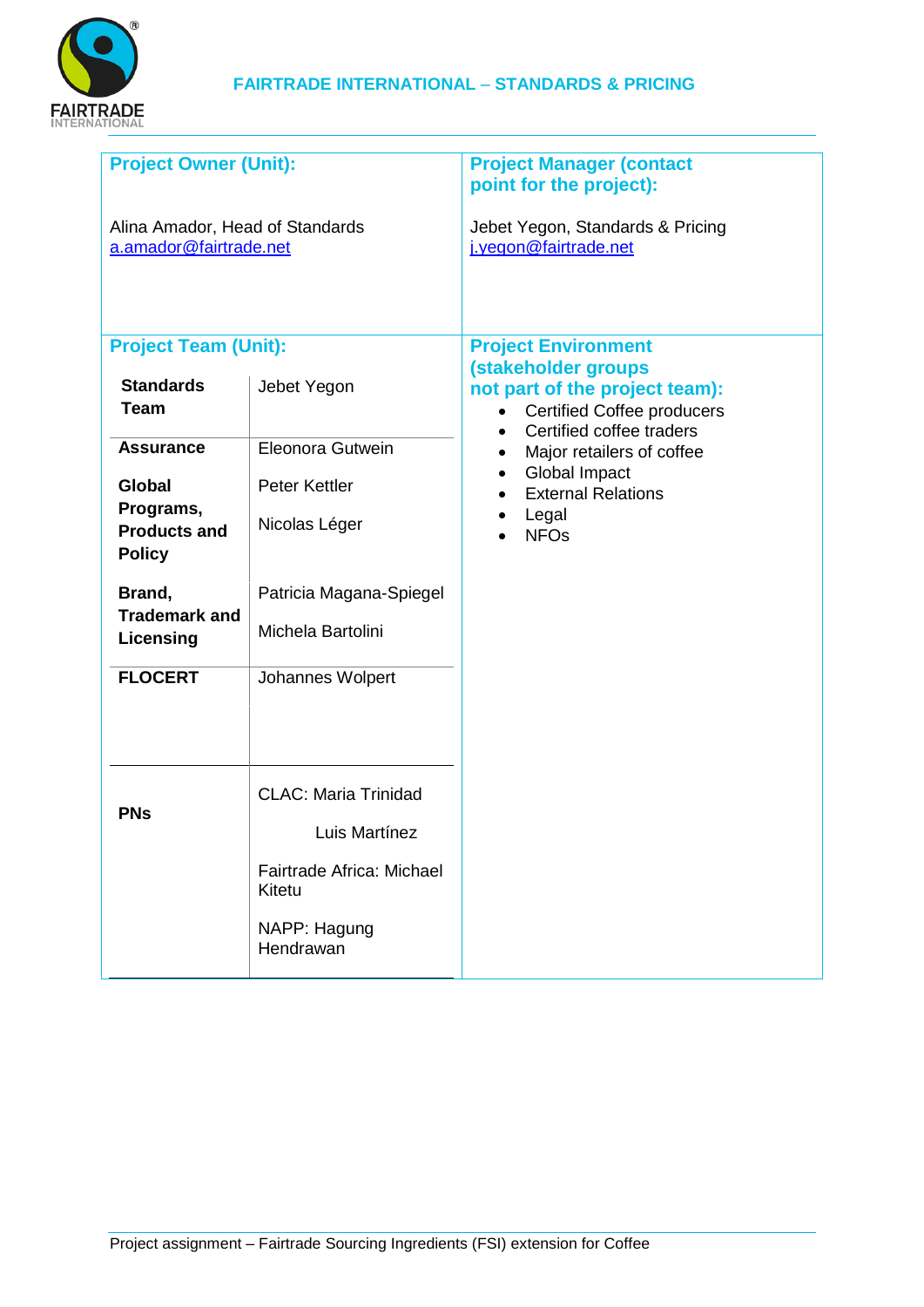| **Project Owner (Unit):** | **Project Manager (contact point for the project):** |
|---|---|
| Alina Amador, Head of Standards<br>a.amador@fairtrade.net | Jebet Yegon, Standards & Pricing<br>j.yegon@fairtrade.net |

**Project Team (Unit):**

| Unit | Members |
|---|---|
| **Standards Team** | Jebet Yegon |
| **Assurance** | Eleonora Gutwein |
| **Global Programs, Products and Policy** | Peter Kettler<br>Nicolas Léger |
| **Brand, Trademark and Licensing** | Patricia Magana-Spiegel<br>Michela Bartolini |
| **FLOCERT** | Johannes Wolpert |
| **PNs** | CLAC: Maria Trinidad<br>Luis Martínez<br>Fairtrade Africa: Michael Kitetu<br>NAPP: Hagung Hendrawan |

**Project Environment (stakeholder groups not part of the project team):**

- Certified Coffee producers
- Certified coffee traders
- Major retailers of coffee
- Global Impact
- External Relations
- Legal
- NFOs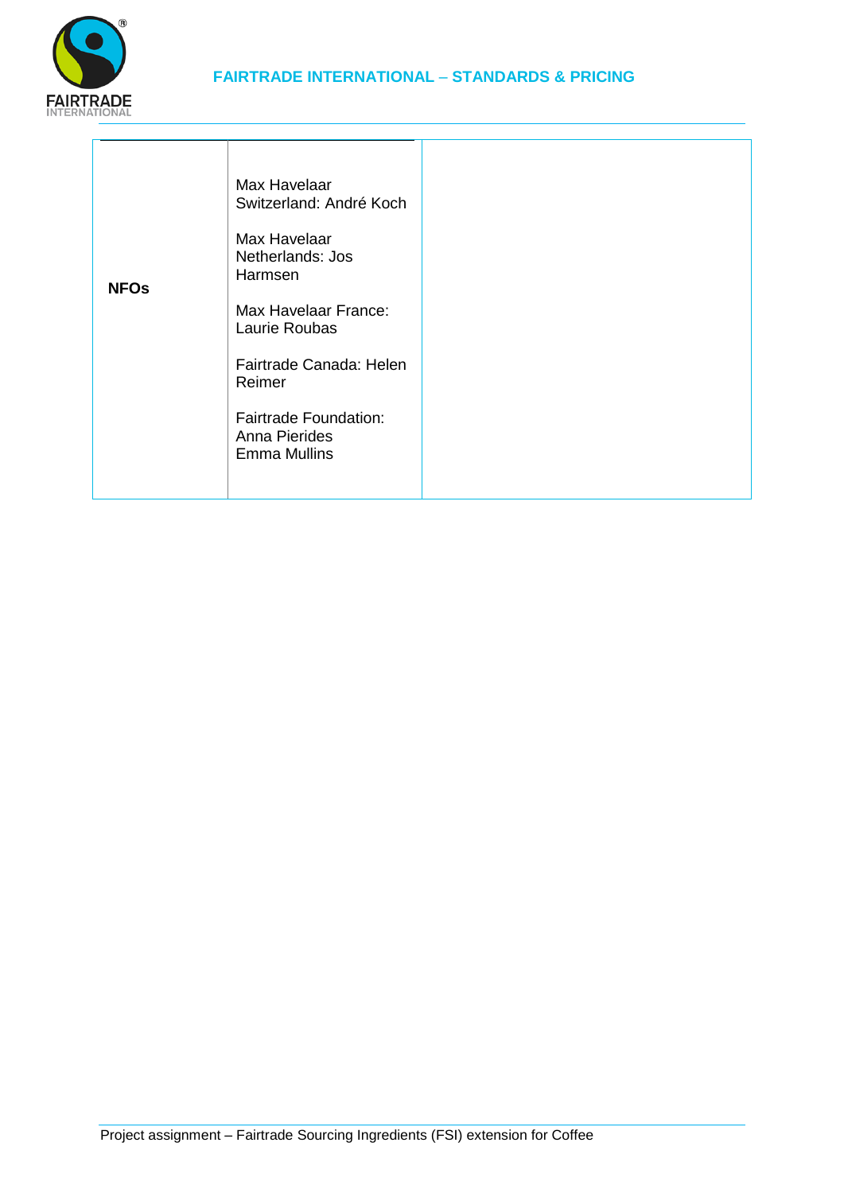| | | |
|---|---|---|
| **NFOs** | Max Havelaar Switzerland: André Koch<br><br>Max Havelaar Netherlands: Jos Harmsen<br><br>Max Havelaar France: Laurie Roubas<br><br>Fairtrade Canada: Helen Reimer<br><br>Fairtrade Foundation: Anna Pierides Emma Mullins | |